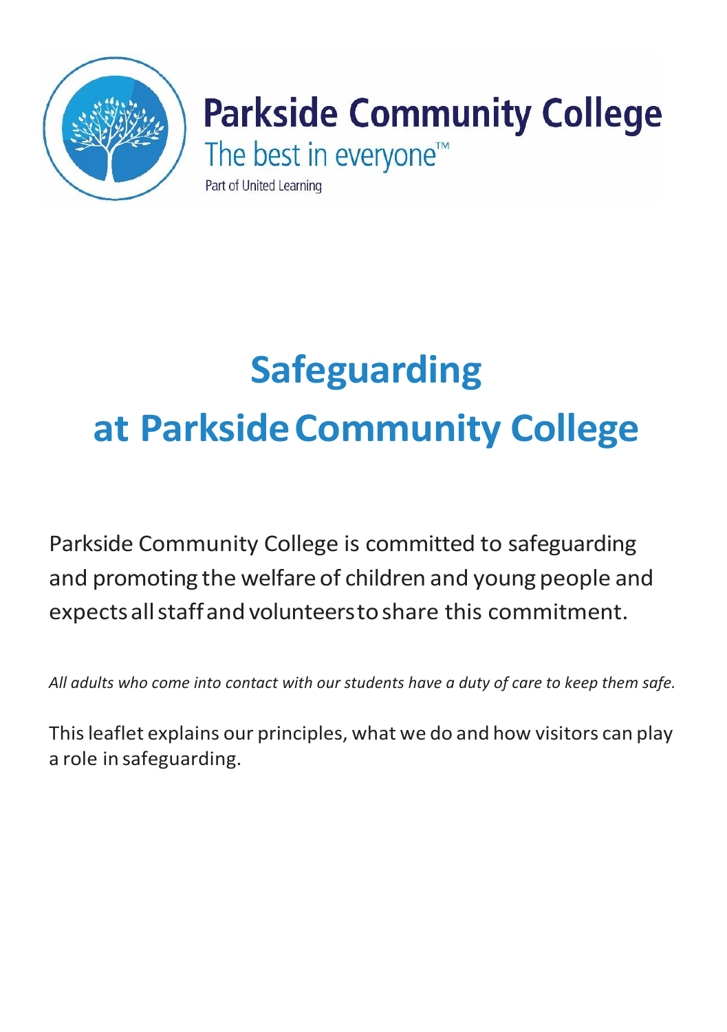Parkside Community College

The best in everyone™

Part of United Learning

# Safeguarding at Parkside Community College

Parkside Community College is committed to safeguarding and promoting the welfare of children and young people and expects all staff and volunteers to share this commitment.

*All adults who come into contact with our students have a duty of care to keep them safe.*

This leaflet explains our principles, what we do and how visitors can play a role in safeguarding.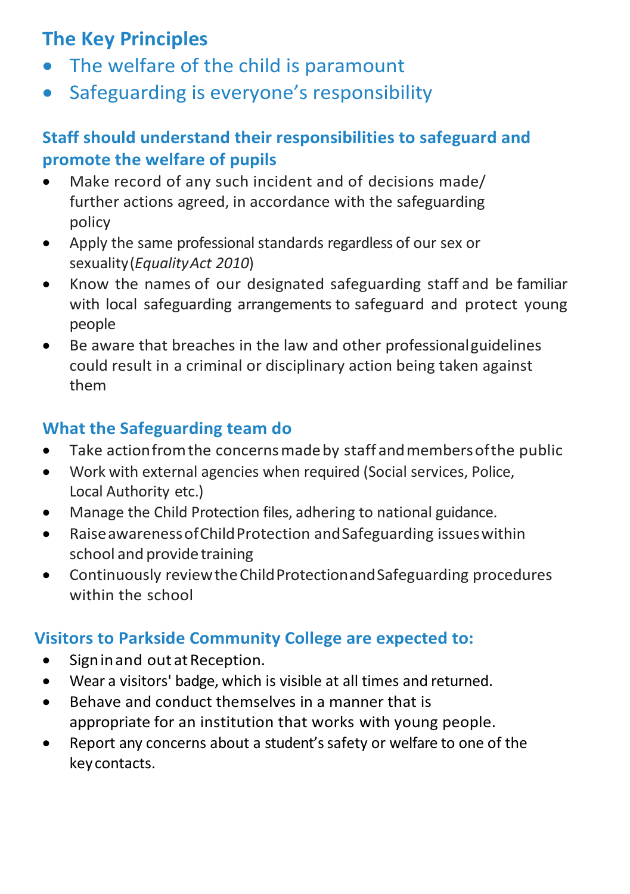## The Key Principles

- The welfare of the child is paramount
- Safeguarding is everyone's responsibility

### Staff should understand their responsibilities to safeguard and promote the welfare of pupils

- Make record of any such incident and of decisions made/ further actions agreed, in accordance with the safeguarding policy
- Apply the same professional standards regardless of our sex or sexuality (*Equality Act 2010*)
- Know the names of our designated safeguarding staff and be familiar with local safeguarding arrangements to safeguard and protect young people
- Be aware that breaches in the law and other professional guidelines could result in a criminal or disciplinary action being taken against them

### What the Safeguarding team do

- Take action from the concerns made by staff and members of the public
- Work with external agencies when required (Social services, Police, Local Authority etc.)
- Manage the Child Protection files, adhering to national guidance.
- Raise awareness of Child Protection and Safeguarding issues within school and provide training
- Continuously review the Child Protection and Safeguarding procedures within the school

### Visitors to Parkside Community College are expected to:

- Sign in and out at Reception.
- Wear a visitors' badge, which is visible at all times and returned.
- Behave and conduct themselves in a manner that is appropriate for an institution that works with young people.
- Report any concerns about a student's safety or welfare to one of the key contacts.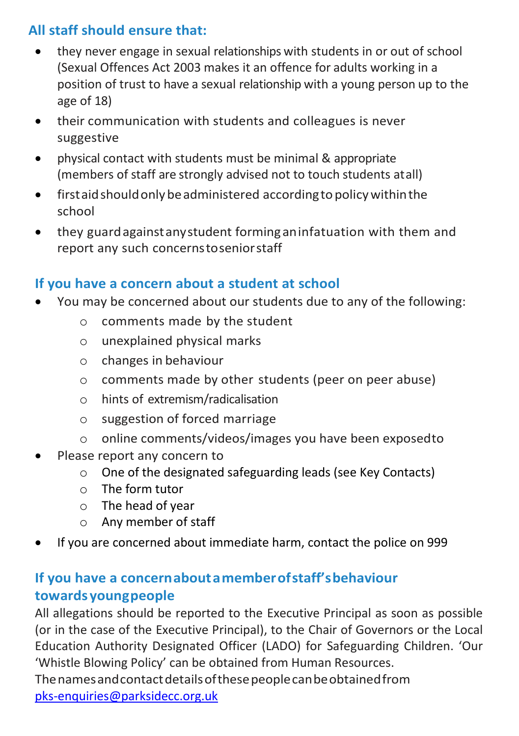### All staff should ensure that:

- they never engage in sexual relationships with students in or out of school (Sexual Offences Act 2003 makes it an offence for adults working in a position of trust to have a sexual relationship with a young person up to the age of 18)
- their communication with students and colleagues is never suggestive
- physical contact with students must be minimal & appropriate (members of staff are strongly advised not to touch students at all)
- first aid should only be administered according to policy within the school
- they guard against any student forming an infatuation with them and report any such concerns to senior staff

### If you have a concern about a student at school

- You may be concerned about our students due to any of the following:
  - comments made by the student
  - unexplained physical marks
  - changes in behaviour
  - comments made by other students (peer on peer abuse)
  - hints of extremism/radicalisation
  - suggestion of forced marriage
  - online comments/videos/images you have been exposed to
- Please report any concern to
  - One of the designated safeguarding leads (see Key Contacts)
  - The form tutor
  - The head of year
  - Any member of staff
- If you are concerned about immediate harm, contact the police on 999

### If you have a concern about a member of staff's behaviour towards young people

All allegations should be reported to the Executive Principal as soon as possible (or in the case of the Executive Principal), to the Chair of Governors or the Local Education Authority Designated Officer (LADO) for Safeguarding Children. 'Our 'Whistle Blowing Policy' can be obtained from Human Resources.
The names and contact details of these people can be obtained from [pks-enquiries@parksidecc.org.uk](mailto:pks-enquiries@parksidecc.org.uk)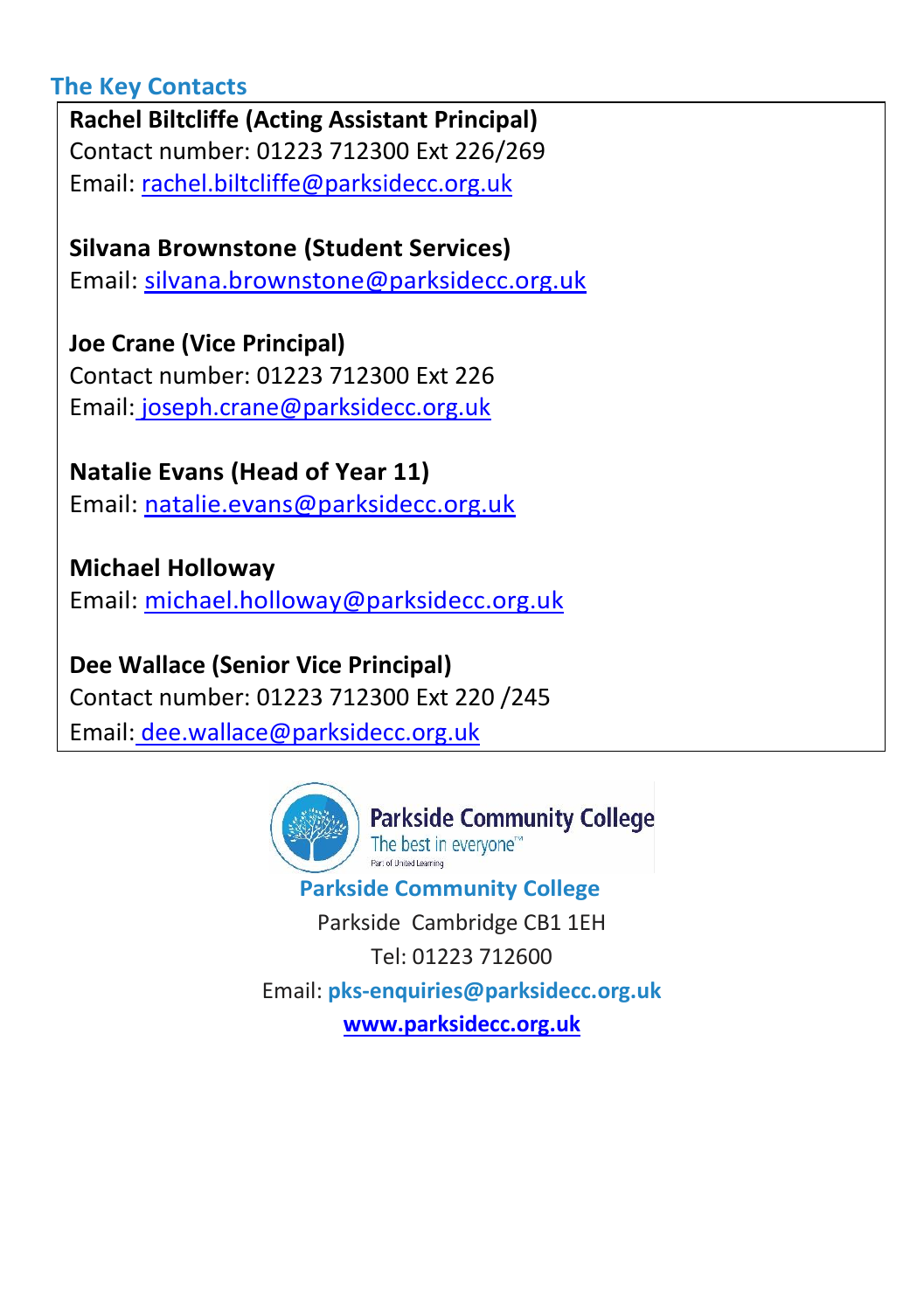## The Key Contacts

**Rachel Biltcliffe (Acting Assistant Principal)**
Contact number: 01223 712300 Ext 226/269
Email: rachel.biltcliffe@parksidecc.org.uk

**Silvana Brownstone (Student Services)**
Email: silvana.brownstone@parksidecc.org.uk

**Joe Crane (Vice Principal)**
Contact number: 01223 712300 Ext 226
Email: joseph.crane@parksidecc.org.uk

**Natalie Evans (Head of Year 11)**
Email: natalie.evans@parksidecc.org.uk

**Michael Holloway**
Email: michael.holloway@parksidecc.org.uk

**Dee Wallace (Senior Vice Principal)**
Contact number: 01223 712300 Ext 220 /245
Email: dee.wallace@parksidecc.org.uk

Parkside Community College
The best in everyone™
Part of United Learning

**Parkside Community College**
Parkside Cambridge CB1 1EH
Tel: 01223 712600
Email: **pks-enquiries@parksidecc.org.uk**
**www.parksidecc.org.uk**